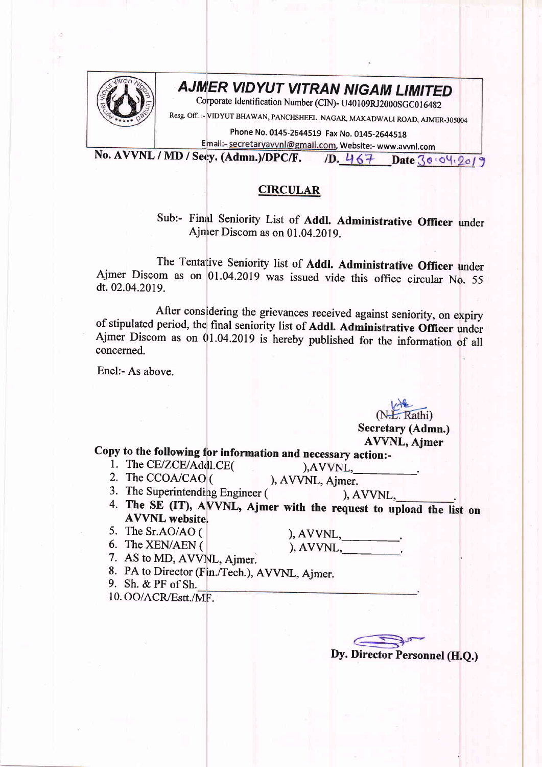# AJMER VIDYUT VITRAN NIGAM LIMITED

Corporate Identification Number (CIN)- U40109RJ2000SGC016482

Resg. Off. :- VIDYUT BHAWAN, PANCHSHEEL NAGAR, MAKADWALI ROAD, AJMER-305004

Phone No. 0145-2644519 Fax No. 0145-2644518

Email:- secretaryavvnl@gmail.com, Website:- www.avvnl.com

**No. AVVNL / MD / Secy. (Admn.)/DPC/F. /D. 467 Date 30.04.2019**

## CIRCULAR

Sub:- Final Seniority List of **Addl. Administrative Officer** under Ajmer Discom as on 01.04.2019.

The Tentative Seniority list of **Addl. Administrative Officer** under Ajmer Discom as on 01.04.2019 was issued vide this office circular No. 55 dt. 02.04.2019.

After considering the grievances received against seniority, on expiry of stipulated period, the final seniority list of **Addl. Administrative Officer** under Ajmer Discom as on 01.04.2019 is hereby published for the information of all concerned.

Encl:- As above.

(N.L. Rathi)
**Secretary (Admn.)**
**AVVNL, Ajmer**

**Copy to the following for information and necessary action:-**

1. The CE/ZCE/Addl.CE( ),AVVNL,\_\_\_\_\_\_\_\_\_\_.
2. The CCOA/CAO ( ), AVVNL, Ajmer.
3. The Superintending Engineer ( ), AVVNL,\_\_\_\_\_\_\_\_\_\_.
4. **The SE (IT), AVVNL, Ajmer with the request to upload the list on AVVNL website.**
5. The Sr.AO/AO ( ), AVVNL,\_\_\_\_\_\_\_\_\_\_.
6. The XEN/AEN ( ), AVVNL,\_\_\_\_\_\_\_\_\_\_.
7. AS to MD, AVVNL, Ajmer.
8. PA to Director (Fin./Tech.), AVVNL, Ajmer.
9. Sh. & PF of Sh.\_\_\_\_\_\_\_\_\_\_.
10. OO/ACR/Estt./MF.

**Dy. Director Personnel (H.Q.)**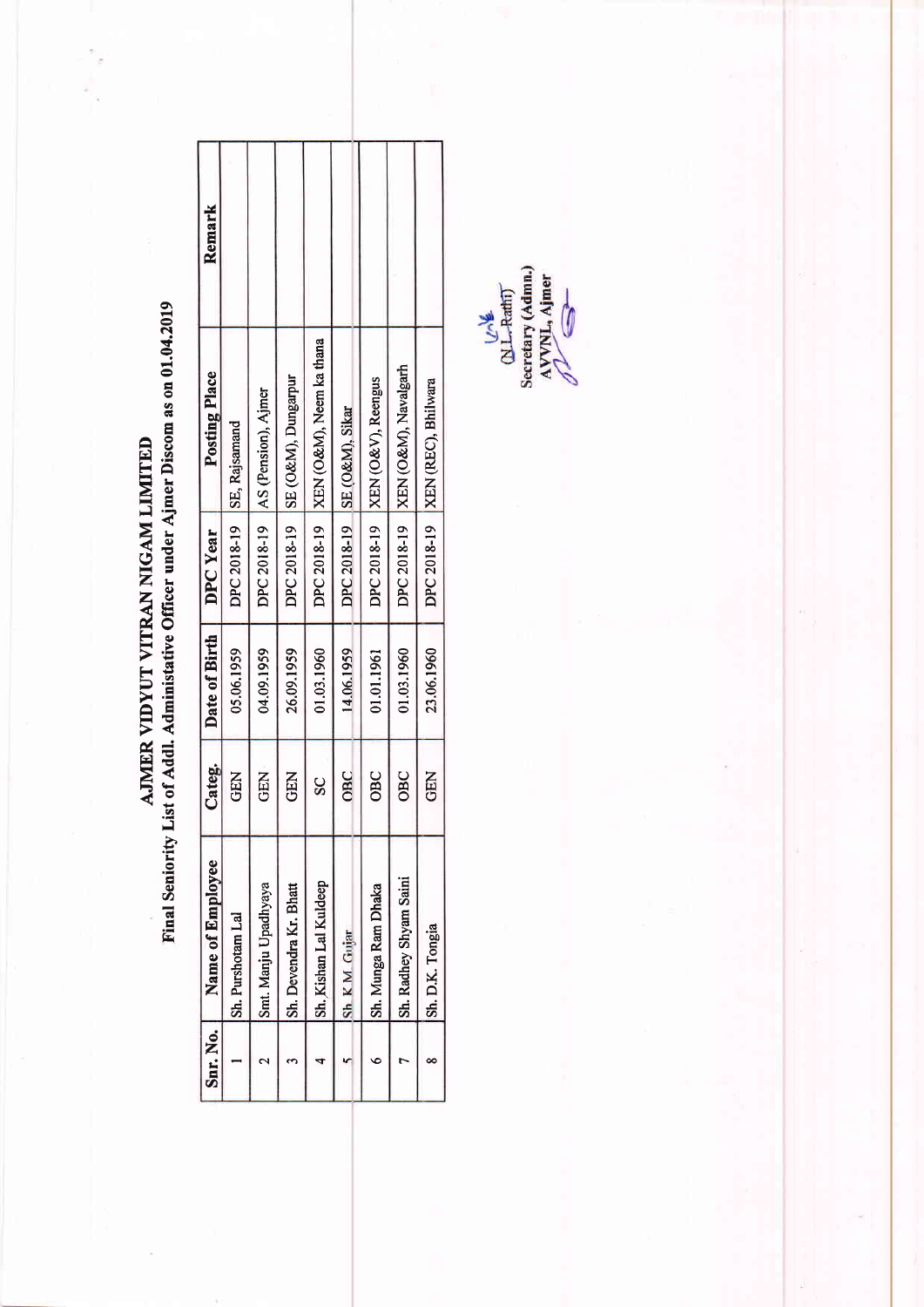# AJMER VIDYUT VITRAN NIGAM LIMITED

## Final Seniority List of Addl. Administrative Officer under Ajmer Discom as on 01.04.2019

| Snr. No. | Name of Employee | Categ. | Date of Birth | DPC Year | Posting Place | Remark |
|---|---|---|---|---|---|---|
| 1 | Sh. Purshotam Lal | GEN | 05.06.1959 | DPC 2018-19 | SE, Rajsamand | |
| 2 | Smt. Manju Upadhyaya | GEN | 04.09.1959 | DPC 2018-19 | AS (Pension), Ajmer | |
| 3 | Sh. Devendra Kr. Bhatt | GEN | 26.09.1959 | DPC 2018-19 | SE (O&M), Dungarpur | |
| 4 | Sh. Kishan Lal Kuldeep | SC | 01.03.1960 | DPC 2018-19 | XEN (O&M), Neem ka thana | |
| 5 | Sh. K.M. Gujar | OBC | 14.06.1959 | DPC 2018-19 | SE (O&M), Sikar | |
| 6 | Sh. Munga Ram Dhaka | OBC | 01.01.1961 | DPC 2018-19 | XEN (O&V), Reengus | |
| 7 | Sh. Radhey Shyam Saini | OBC | 01.03.1960 | DPC 2018-19 | XEN (O&M), Navalgarh | |
| 8 | Sh. D.K. Tongia | GEN | 23.06.1960 | DPC 2018-19 | XEN (REC), Bhilwara | |

(N.L. Rathi)
Secretary (Admn.)
AVVNL, Ajmer